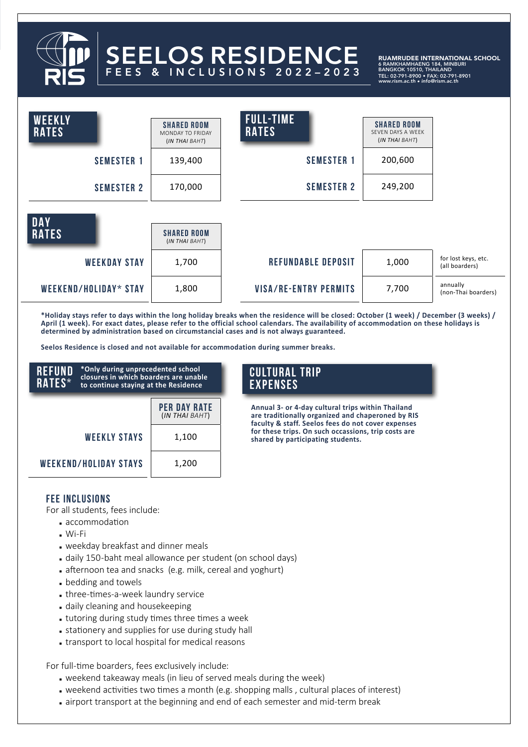# SEELOS RESIDENCE

FEES & INCLUSIONS 2022–2023

**RUAMRUDEE INTERNATIONAL SCHOOL**
6 RAMKHAMHAENG 184, MINBURI
BANGKOK 10510, THAILAND
TEL: 02-791-8900 • FAX: 02-791-8901
*www.rism.ac.th • info@rism.ac.th*

## WEEKLY RATES

| | SHARED ROOM MONDAY TO FRIDAY (*IN THAI BAHT*) |
|---|---|
| SEMESTER 1 | 139,400 |
| SEMESTER 2 | 170,000 |

## FULL-TIME RATES

| | SHARED ROOM SEVEN DAYS A WEEK (*IN THAI BAHT*) |
|---|---|
| SEMESTER 1 | 200,600 |
| SEMESTER 2 | 249,200 |

## DAY RATES

| | SHARED ROOM (*IN THAI BAHT*) |
|---|---|
| WEEKDAY STAY | 1,700 |
| WEEKEND/HOLIDAY* STAY | 1,800 |

| | | |
|---|---|---|
| REFUNDABLE DEPOSIT | 1,000 | for lost keys, etc. (all boarders) |
| VISA/RE-ENTRY PERMITS | 7,700 | annually (non-Thai boarders) |

**\*Holiday stays refer to days within the long holiday breaks when the residence will be closed: October (1 week) / December (3 weeks) / April (1 week). For exact dates, please refer to the official school calendars. The availability of accommodation on these holidays is determined by administration based on circumstancial cases and is not always guaranteed.**

**Seelos Residence is closed and not available for accommodation during summer breaks.**

## REFUND RATES*

**\*Only during unprecedented school closures in which boarders are unable to continue staying at the Residence**

| | PER DAY RATE (*IN THAI BAHT*) |
|---|---|
| WEEKLY STAYS | 1,100 |
| WEEKEND/HOLIDAY STAYS | 1,200 |

## CULTURAL TRIP EXPENSES

**Annual 3- or 4-day cultural trips within Thailand are traditionally organized and chaperoned by RIS faculty & staff. Seelos fees do not cover expenses for these trips. On such occassions, trip costs are shared by participating students.**

## FEE INCLUSIONS

For all students, fees include:

- accommodation
- Wi-Fi
- weekday breakfast and dinner meals
- daily 150-baht meal allowance per student (on school days)
- afternoon tea and snacks (e.g. milk, cereal and yoghurt)
- bedding and towels
- three-times-a-week laundry service
- daily cleaning and housekeeping
- tutoring during study times three times a week
- stationery and supplies for use during study hall
- transport to local hospital for medical reasons

For full-time boarders, fees exclusively include:

- weekend takeaway meals (in lieu of served meals during the week)
- weekend activities two times a month (e.g. shopping malls , cultural places of interest)
- airport transport at the beginning and end of each semester and mid-term break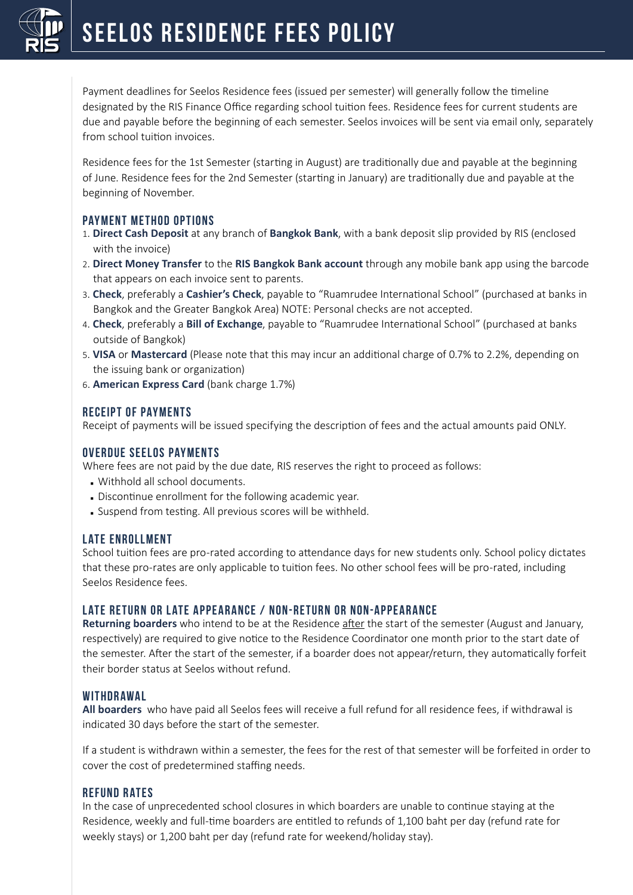# SEELOS RESIDENCE FEES POLICY

Payment deadlines for Seelos Residence fees (issued per semester) will generally follow the timeline designated by the RIS Finance Office regarding school tuition fees. Residence fees for current students are due and payable before the beginning of each semester. Seelos invoices will be sent via email only, separately from school tuition invoices.

Residence fees for the 1st Semester (starting in August) are traditionally due and payable at the beginning of June. Residence fees for the 2nd Semester (starting in January) are traditionally due and payable at the beginning of November.

## PAYMENT METHOD OPTIONS

1. **Direct Cash Deposit** at any branch of **Bangkok Bank**, with a bank deposit slip provided by RIS (enclosed with the invoice)
2. **Direct Money Transfer** to the **RIS Bangkok Bank account** through any mobile bank app using the barcode that appears on each invoice sent to parents.
3. **Check**, preferably a **Cashier's Check**, payable to "Ruamrudee International School" (purchased at banks in Bangkok and the Greater Bangkok Area) NOTE: Personal checks are not accepted.
4. **Check**, preferably a **Bill of Exchange**, payable to "Ruamrudee International School" (purchased at banks outside of Bangkok)
5. **VISA** or **Mastercard** (Please note that this may incur an additional charge of 0.7% to 2.2%, depending on the issuing bank or organization)
6. **American Express Card** (bank charge 1.7%)

## RECEIPT OF PAYMENTS

Receipt of payments will be issued specifying the description of fees and the actual amounts paid ONLY.

## OVERDUE SEELOS PAYMENTS

Where fees are not paid by the due date, RIS reserves the right to proceed as follows:

- Withhold all school documents.
- Discontinue enrollment for the following academic year.
- Suspend from testing. All previous scores will be withheld.

## LATE ENROLLMENT

School tuition fees are pro-rated according to attendance days for new students only. School policy dictates that these pro-rates are only applicable to tuition fees. No other school fees will be pro-rated, including Seelos Residence fees.

## LATE RETURN OR LATE APPEARANCE / NON-RETURN OR NON-APPEARANCE

**Returning boarders** who intend to be at the Residence after the start of the semester (August and January, respectively) are required to give notice to the Residence Coordinator one month prior to the start date of the semester. After the start of the semester, if a boarder does not appear/return, they automatically forfeit their border status at Seelos without refund.

## WITHDRAWAL

**All boarders** who have paid all Seelos fees will receive a full refund for all residence fees, if withdrawal is indicated 30 days before the start of the semester.

If a student is withdrawn within a semester, the fees for the rest of that semester will be forfeited in order to cover the cost of predetermined staffing needs.

## REFUND RATES

In the case of unprecedented school closures in which boarders are unable to continue staying at the Residence, weekly and full-time boarders are entitled to refunds of 1,100 baht per day (refund rate for weekly stays) or 1,200 baht per day (refund rate for weekend/holiday stay).